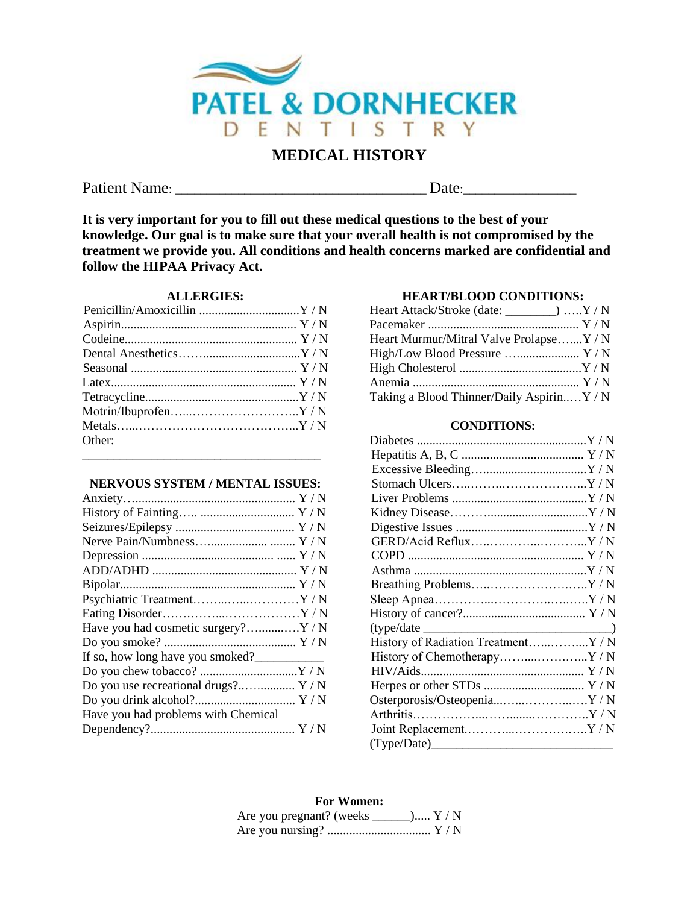# PATEL & DORNHECKER DENTISTRY

## MEDICAL HISTORY

Patient Name: _______________________________ Date:_______________

**It is very important for you to fill out these medical questions to the best of your knowledge. Our goal is to make sure that your overall health is not compromised by the treatment we provide you. All conditions and health concerns marked are confidential and follow the HIPAA Privacy Act.**

### ALLERGIES:

Penicillin/Amoxicillin ................................Y / N
Aspirin........................................................ Y / N
Codeine....................................................... Y / N
Dental Anesthetics……...............................Y / N
Seasonal ..................................................... Y / N
Latex........................................................... Y / N
Tetracycline.................................................Y / N
Motrin/Ibuprofen…...……………………..Y / N
Metals…...………………………………...Y / N
Other:
_____________________________________

### NERVOUS SYSTEM / MENTAL ISSUES:

Anxiety….................................................... Y / N
History of Fainting….. .............................. Y / N
Seizures/Epilepsy ...................................... Y / N
Nerve Pain/Numbness…................... ........ Y / N
Depression ........................................... ...... Y / N
ADD/ADHD .............................................. Y / N
Bipolar........................................................ Y / N
Psychiatric Treatment……...…...…………Y / N
Eating Disorder……..……...………………Y / N
Have you had cosmetic surgery?…..........….Y / N
Do you smoke? .......................................... Y / N
If so, how long have you smoked?___________
Do you chew tobacco? ...............................Y / N
Do you use recreational drugs?..…............ Y / N
Do you drink alcohol?................................ Y / N
Have you had problems with Chemical Dependency?.............................................. Y / N

### HEART/BLOOD CONDITIONS:

Heart Attack/Stroke (date: ________) …..Y / N
Pacemaker ................................................ Y / N
Heart Murmur/Mitral Valve Prolapse…....Y / N
High/Low Blood Pressure …................... Y / N
High Cholesterol .......................................Y / N
Anemia ..................................................... Y / N
Taking a Blood Thinner/Daily Aspirin..…Y / N

### CONDITIONS:

Diabetes ......................................................Y / N
Hepatitis A, B, C ....................................... Y / N
Excessive Bleeding….................................Y / N
Stomach Ulcers…..……..………………...Y / N
Liver Problems ...........................................Y / N
Kidney Disease………...............................Y / N
Digestive Issues ..........................................Y / N
GERD/Acid Reflux…..…..……..……….. .Y / N
COPD ........................................................ Y / N
Asthma .......................................................Y / N
Breathing Problems…..…………………...Y / N
Sleep Apnea…………...………….……….Y / N
History of cancer?....................................... Y / N
(type/date ______________________________)
History of Radiation Treatment…..……....Y / N
History of Chemotherapy……....………...Y / N
HIV/Aids.................................................... Y / N
Herpes or other STDs ................................ Y / N
Osterporosis/Osteopenia...…...……....….Y / N
Arthritis……………...……......…………..Y / N
Joint Replacement.………...……………..Y / N
(Type/Date)_____________________________

### For Women:

Are you pregnant? (weeks ______)..... Y / N
Are you nursing? ................................ Y / N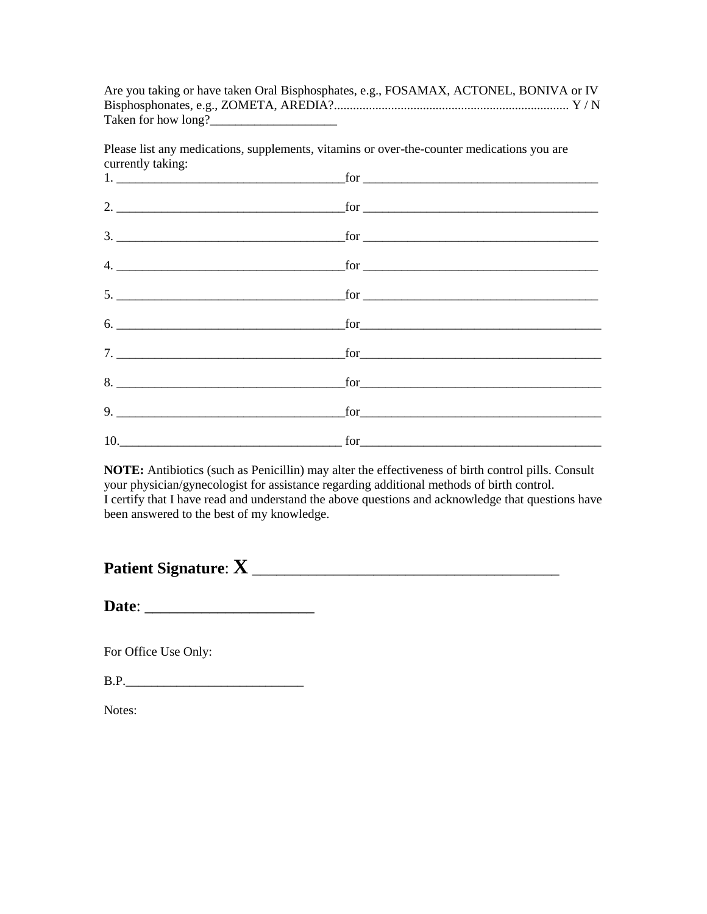Are you taking or have taken Oral Bisphosphates, e.g., FOSAMAX, ACTONEL, BONIVA or IV Bisphosphonates, e.g., ZOMETA, AREDIA?.......................................................................... Y / N
Taken for how long?____________________

Please list any medications, supplements, vitamins or over-the-counter medications you are currently taking:

1. ____________________________________for ______________________________________

2. ____________________________________for ______________________________________

3. ____________________________________for ______________________________________

4. ____________________________________for ______________________________________

5. ____________________________________for ______________________________________

6. ____________________________________for_______________________________________

7. ____________________________________for_______________________________________

8. ____________________________________for_______________________________________

9. ____________________________________for_______________________________________

10.____________________________________ for_______________________________________

**NOTE:** Antibiotics (such as Penicillin) may alter the effectiveness of birth control pills. Consult your physician/gynecologist for assistance regarding additional methods of birth control.
I certify that I have read and understand the above questions and acknowledge that questions have been answered to the best of my knowledge.

**Patient Signature**: **X** ________________________________________

**Date**: ______________________

For Office Use Only:

B.P.___________________________

Notes: